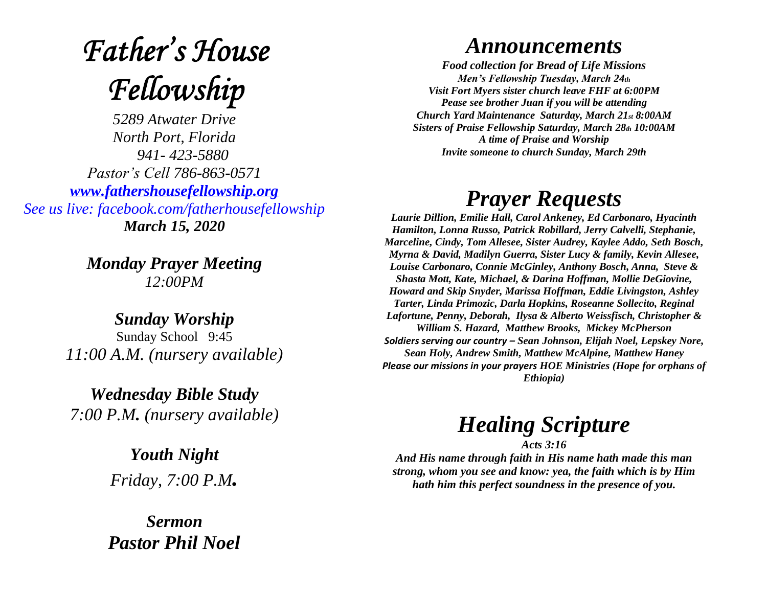# *Father's House Fellowship*

*5289 Atwater Drive*
*North Port, Florida*
*941- 423-5880*
*Pastor's Cell 786-863-0571*
*www.fathershousefellowship.org*
*See us live: facebook.com/fatherhousefellowship*
***March 15, 2020***

***Monday Prayer Meeting***
*12:00PM*

***Sunday Worship***
Sunday School 9:45
*11:00 A.M. (nursery available)*

***Wednesday Bible Study***
*7:00 P.M. (nursery available)*

***Youth Night***
*Friday, 7:00 P.M.*

***Sermon***
***Pastor Phil Noel***

# *Announcements*

***Food collection for Bread of Life Missions***
***Men's Fellowship Tuesday, March 24th***
***Visit Fort Myers sister church leave FHF at 6:00PM***
***Pease see brother Juan if you will be attending***
***Church Yard Maintenance Saturday, March 21st 8:00AM***
***Sisters of Praise Fellowship Saturday, March 28th 10:00AM***
***A time of Praise and Worship***
***Invite someone to church Sunday, March 29th***

# *Prayer Requests*

***Laurie Dillion, Emilie Hall, Carol Ankeney, Ed Carbonaro, Hyacinth Hamilton, Lonna Russo, Patrick Robillard, Jerry Calvelli, Stephanie, Marceline, Cindy, Tom Allesee, Sister Audrey, Kaylee Addo, Seth Bosch, Myrna & David, Madilyn Guerra, Sister Lucy & family, Kevin Allesee, Louise Carbonaro, Connie McGinley, Anthony Bosch, Anna, Steve & Shasta Mott, Kate, Michael, & Darina Hoffman, Mollie DeGiovine, Howard and Skip Snyder, Marissa Hoffman, Eddie Livingston, Ashley Tarter, Linda Primozic, Darla Hopkins, Roseanne Sollecito, Reginal Lafortune, Penny, Deborah, Ilysa & Alberto Weissfisch, Christopher & William S. Hazard, Matthew Brooks, Mickey McPherson***
***Soldiers serving our country – Sean Johnson, Elijah Noel, Lepskey Nore, Sean Holy, Andrew Smith, Matthew McAlpine, Matthew Haney***
***Please our missions in your prayers HOE Ministries (Hope for orphans of Ethiopia)***

# *Healing Scripture*

***Acts 3:16***
***And His name through faith in His name hath made this man strong, whom you see and know: yea, the faith which is by Him hath him this perfect soundness in the presence of you.***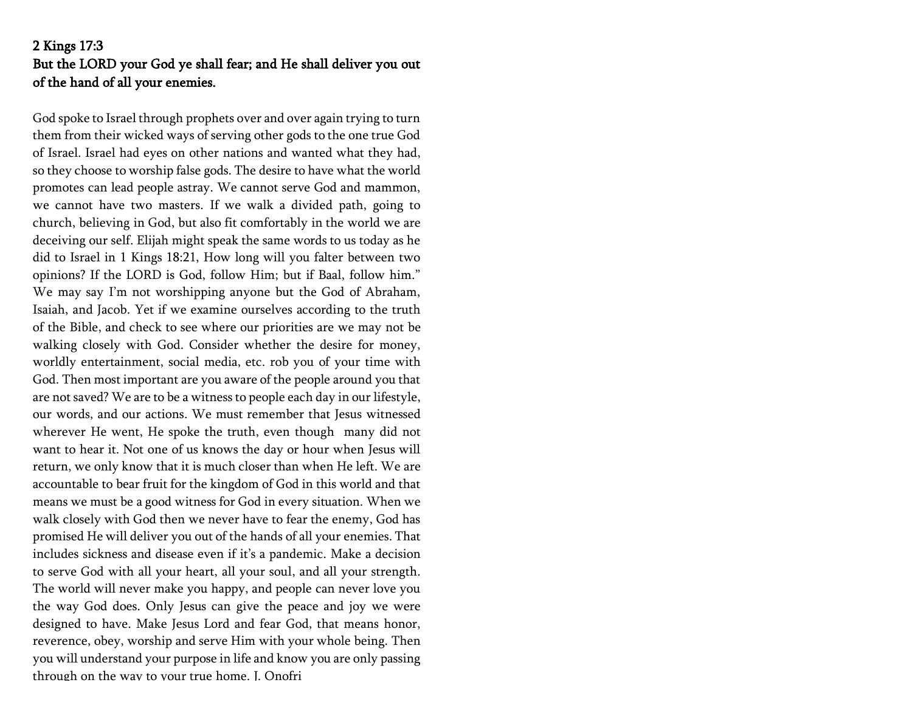**2 Kings 17:3**
**But the LORD your God ye shall fear; and He shall deliver you out of the hand of all your enemies.**

God spoke to Israel through prophets over and over again trying to turn them from their wicked ways of serving other gods to the one true God of Israel. Israel had eyes on other nations and wanted what they had, so they choose to worship false gods. The desire to have what the world promotes can lead people astray. We cannot serve God and mammon, we cannot have two masters. If we walk a divided path, going to church, believing in God, but also fit comfortably in the world we are deceiving our self. Elijah might speak the same words to us today as he did to Israel in 1 Kings 18:21, How long will you falter between two opinions? If the LORD is God, follow Him; but if Baal, follow him." We may say I'm not worshipping anyone but the God of Abraham, Isaiah, and Jacob. Yet if we examine ourselves according to the truth of the Bible, and check to see where our priorities are we may not be walking closely with God. Consider whether the desire for money, worldly entertainment, social media, etc. rob you of your time with God. Then most important are you aware of the people around you that are not saved? We are to be a witness to people each day in our lifestyle, our words, and our actions. We must remember that Jesus witnessed wherever He went, He spoke the truth, even though many did not want to hear it. Not one of us knows the day or hour when Jesus will return, we only know that it is much closer than when He left. We are accountable to bear fruit for the kingdom of God in this world and that means we must be a good witness for God in every situation. When we walk closely with God then we never have to fear the enemy, God has promised He will deliver you out of the hands of all your enemies. That includes sickness and disease even if it's a pandemic. Make a decision to serve God with all your heart, all your soul, and all your strength. The world will never make you happy, and people can never love you the way God does. Only Jesus can give the peace and joy we were designed to have. Make Jesus Lord and fear God, that means honor, reverence, obey, worship and serve Him with your whole being. Then you will understand your purpose in life and know you are only passing through on the way to your true home. J. Onofri